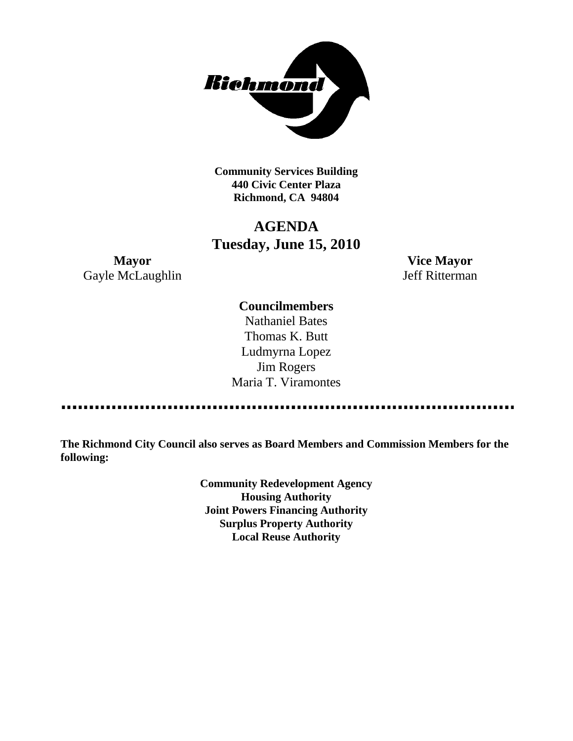**Community Services Building**
**440 Civic Center Plaza**
**Richmond, CA 94804**

# AGENDA
## Tuesday, June 15, 2010

**Mayor**
Gayle McLaughlin

**Vice Mayor**
Jeff Ritterman

**Councilmembers**
Nathaniel Bates
Thomas K. Butt
Ludmyrna Lopez
Jim Rogers
Maria T. Viramontes

**The Richmond City Council also serves as Board Members and Commission Members for the following:**

**Community Redevelopment Agency**
**Housing Authority**
**Joint Powers Financing Authority**
**Surplus Property Authority**
**Local Reuse Authority**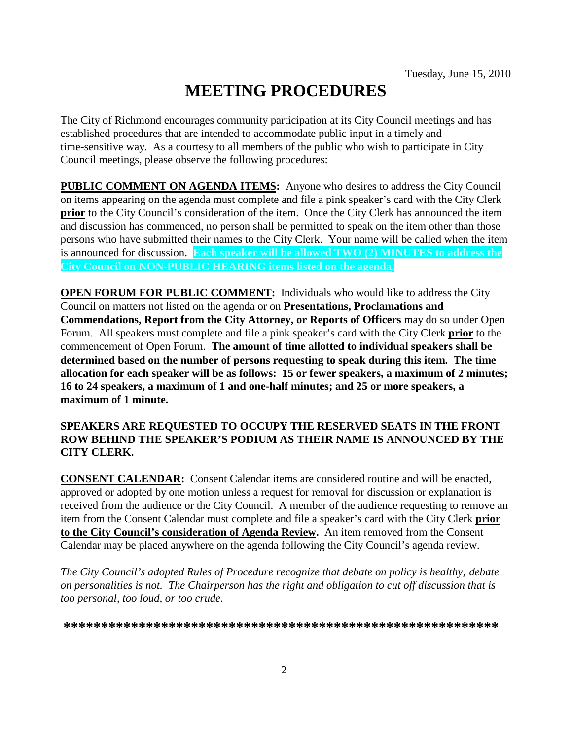Tuesday, June 15, 2010

# MEETING PROCEDURES

The City of Richmond encourages community participation at its City Council meetings and has established procedures that are intended to accommodate public input in a timely and time-sensitive way. As a courtesy to all members of the public who wish to participate in City Council meetings, please observe the following procedures:

**PUBLIC COMMENT ON AGENDA ITEMS:** Anyone who desires to address the City Council on items appearing on the agenda must complete and file a pink speaker's card with the City Clerk **prior** to the City Council's consideration of the item. Once the City Clerk has announced the item and discussion has commenced, no person shall be permitted to speak on the item other than those persons who have submitted their names to the City Clerk. Your name will be called when the item is announced for discussion. **Each speaker will be allowed TWO (2) MINUTES to address the City Council on NON-PUBLIC HEARING items listed on the agenda.**

**OPEN FORUM FOR PUBLIC COMMENT:** Individuals who would like to address the City Council on matters not listed on the agenda or on **Presentations, Proclamations and Commendations, Report from the City Attorney, or Reports of Officers** may do so under Open Forum. All speakers must complete and file a pink speaker's card with the City Clerk **prior** to the commencement of Open Forum. **The amount of time allotted to individual speakers shall be determined based on the number of persons requesting to speak during this item. The time allocation for each speaker will be as follows: 15 or fewer speakers, a maximum of 2 minutes; 16 to 24 speakers, a maximum of 1 and one-half minutes; and 25 or more speakers, a maximum of 1 minute.**

**SPEAKERS ARE REQUESTED TO OCCUPY THE RESERVED SEATS IN THE FRONT ROW BEHIND THE SPEAKER'S PODIUM AS THEIR NAME IS ANNOUNCED BY THE CITY CLERK.**

**CONSENT CALENDAR:** Consent Calendar items are considered routine and will be enacted, approved or adopted by one motion unless a request for removal for discussion or explanation is received from the audience or the City Council. A member of the audience requesting to remove an item from the Consent Calendar must complete and file a speaker's card with the City Clerk **prior to the City Council's consideration of Agenda Review.** An item removed from the Consent Calendar may be placed anywhere on the agenda following the City Council's agenda review.

*The City Council's adopted Rules of Procedure recognize that debate on policy is healthy; debate on personalities is not. The Chairperson has the right and obligation to cut off discussion that is too personal, too loud, or too crude.*

**\*\*\*\*\*\*\*\*\*\*\*\*\*\*\*\*\*\*\*\*\*\*\*\*\*\*\*\*\*\*\*\*\*\*\*\*\*\*\*\*\*\*\*\*\*\*\*\*\*\*\*\*\*\*\*\*\*\*\*\*\*\***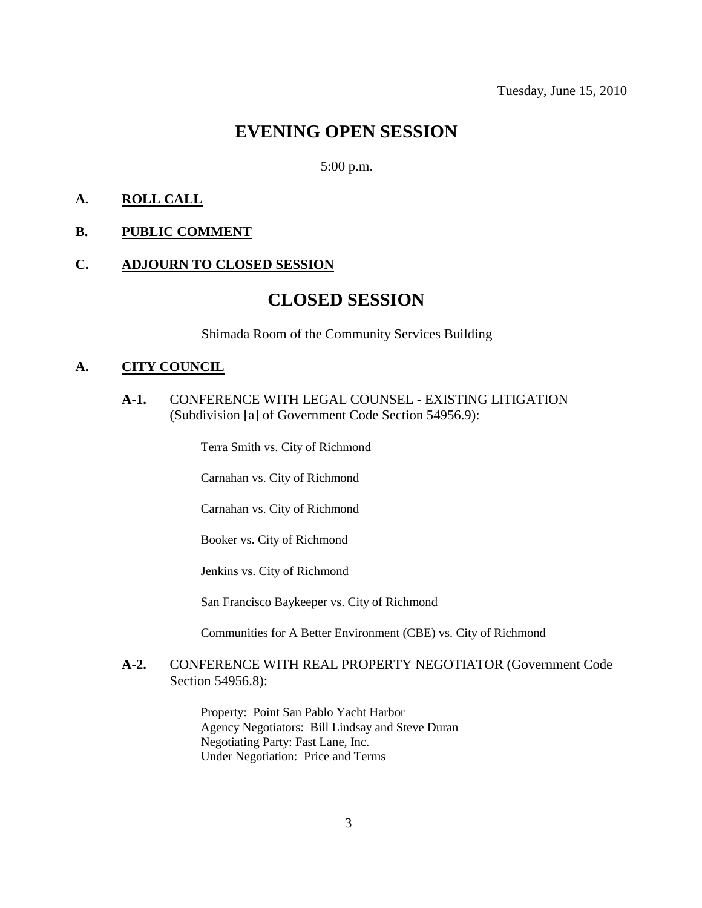Tuesday, June 15, 2010

# EVENING OPEN SESSION

5:00 p.m.

**A. ROLL CALL**

**B. PUBLIC COMMENT**

**C. ADJOURN TO CLOSED SESSION**

# CLOSED SESSION

Shimada Room of the Community Services Building

**A. CITY COUNCIL**

**A-1.** CONFERENCE WITH LEGAL COUNSEL - EXISTING LITIGATION (Subdivision [a] of Government Code Section 54956.9):

Terra Smith vs. City of Richmond

Carnahan vs. City of Richmond

Carnahan vs. City of Richmond

Booker vs. City of Richmond

Jenkins vs. City of Richmond

San Francisco Baykeeper vs. City of Richmond

Communities for A Better Environment (CBE) vs. City of Richmond

**A-2.** CONFERENCE WITH REAL PROPERTY NEGOTIATOR (Government Code Section 54956.8):

Property: Point San Pablo Yacht Harbor
Agency Negotiators: Bill Lindsay and Steve Duran
Negotiating Party: Fast Lane, Inc.
Under Negotiation: Price and Terms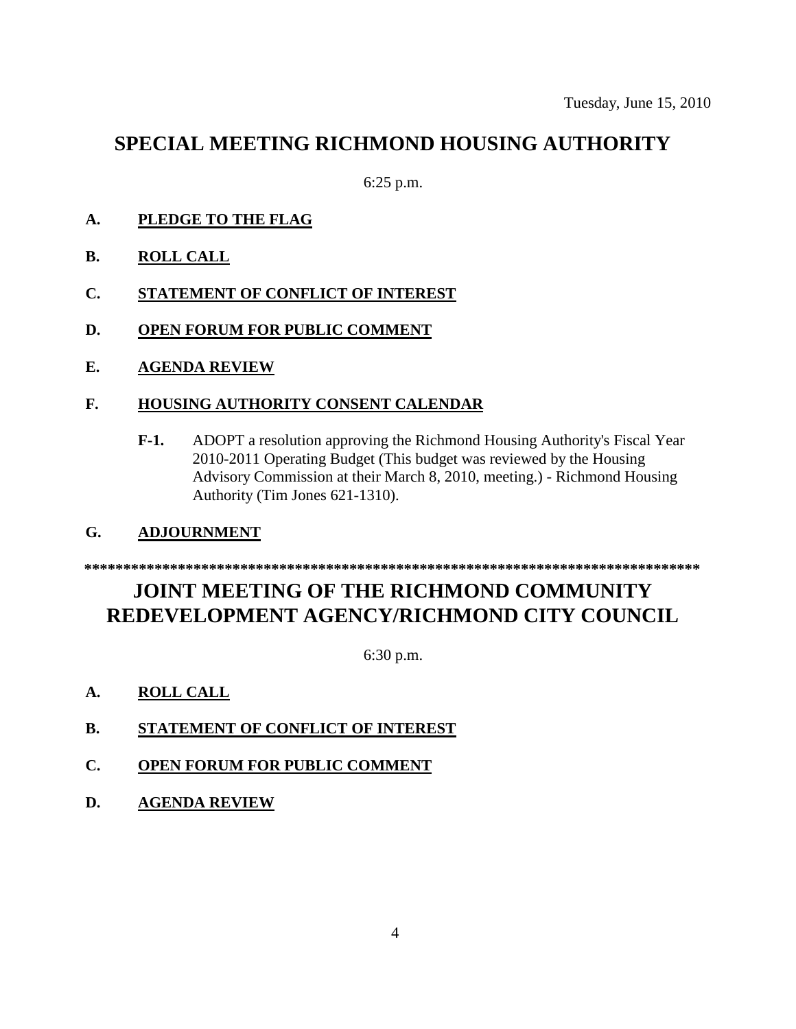Tuesday, June 15, 2010

# SPECIAL MEETING RICHMOND HOUSING AUTHORITY

6:25 p.m.

**A. PLEDGE TO THE FLAG**

**B. ROLL CALL**

**C. STATEMENT OF CONFLICT OF INTEREST**

**D. OPEN FORUM FOR PUBLIC COMMENT**

**E. AGENDA REVIEW**

**F. HOUSING AUTHORITY CONSENT CALENDAR**

**F-1.** ADOPT a resolution approving the Richmond Housing Authority's Fiscal Year 2010-2011 Operating Budget (This budget was reviewed by the Housing Advisory Commission at their March 8, 2010, meeting.) - Richmond Housing Authority (Tim Jones 621-1310).

**G. ADJOURNMENT**

*******************************************************************************

# JOINT MEETING OF THE RICHMOND COMMUNITY REDEVELOPMENT AGENCY/RICHMOND CITY COUNCIL

6:30 p.m.

**A. ROLL CALL**

**B. STATEMENT OF CONFLICT OF INTEREST**

**C. OPEN FORUM FOR PUBLIC COMMENT**

**D. AGENDA REVIEW**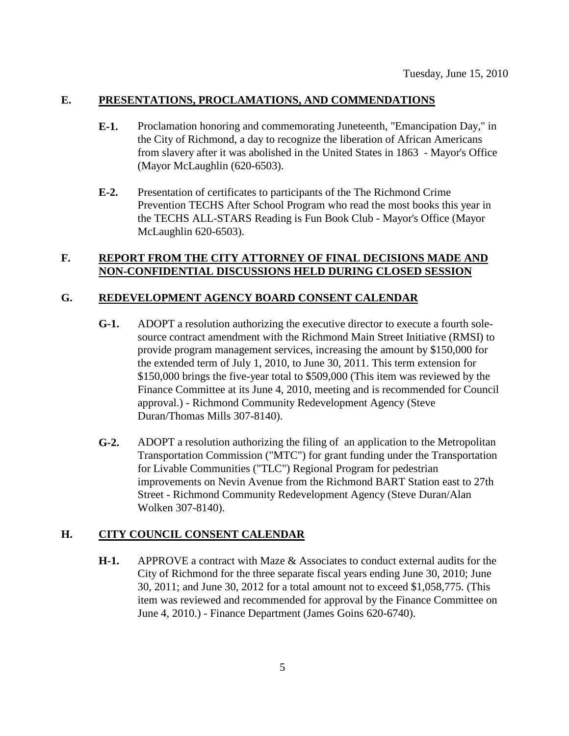Tuesday, June 15, 2010

## E. PRESENTATIONS, PROCLAMATIONS, AND COMMENDATIONS

**E-1.** Proclamation honoring and commemorating Juneteenth, "Emancipation Day," in the City of Richmond, a day to recognize the liberation of African Americans from slavery after it was abolished in the United States in 1863 - Mayor's Office (Mayor McLaughlin (620-6503).

**E-2.** Presentation of certificates to participants of the The Richmond Crime Prevention TECHS After School Program who read the most books this year in the TECHS ALL-STARS Reading is Fun Book Club - Mayor's Office (Mayor McLaughlin 620-6503).

## F. REPORT FROM THE CITY ATTORNEY OF FINAL DECISIONS MADE AND NON-CONFIDENTIAL DISCUSSIONS HELD DURING CLOSED SESSION

## G. REDEVELOPMENT AGENCY BOARD CONSENT CALENDAR

**G-1.** ADOPT a resolution authorizing the executive director to execute a fourth sole-source contract amendment with the Richmond Main Street Initiative (RMSI) to provide program management services, increasing the amount by $150,000 for the extended term of July 1, 2010, to June 30, 2011. This term extension for $150,000 brings the five-year total to $509,000 (This item was reviewed by the Finance Committee at its June 4, 2010, meeting and is recommended for Council approval.) - Richmond Community Redevelopment Agency (Steve Duran/Thomas Mills 307-8140).

**G-2.** ADOPT a resolution authorizing the filing of an application to the Metropolitan Transportation Commission ("MTC") for grant funding under the Transportation for Livable Communities ("TLC") Regional Program for pedestrian improvements on Nevin Avenue from the Richmond BART Station east to 27th Street - Richmond Community Redevelopment Agency (Steve Duran/Alan Wolken 307-8140).

## H. CITY COUNCIL CONSENT CALENDAR

**H-1.** APPROVE a contract with Maze & Associates to conduct external audits for the City of Richmond for the three separate fiscal years ending June 30, 2010; June 30, 2011; and June 30, 2012 for a total amount not to exceed $1,058,775. (This item was reviewed and recommended for approval by the Finance Committee on June 4, 2010.) - Finance Department (James Goins 620-6740).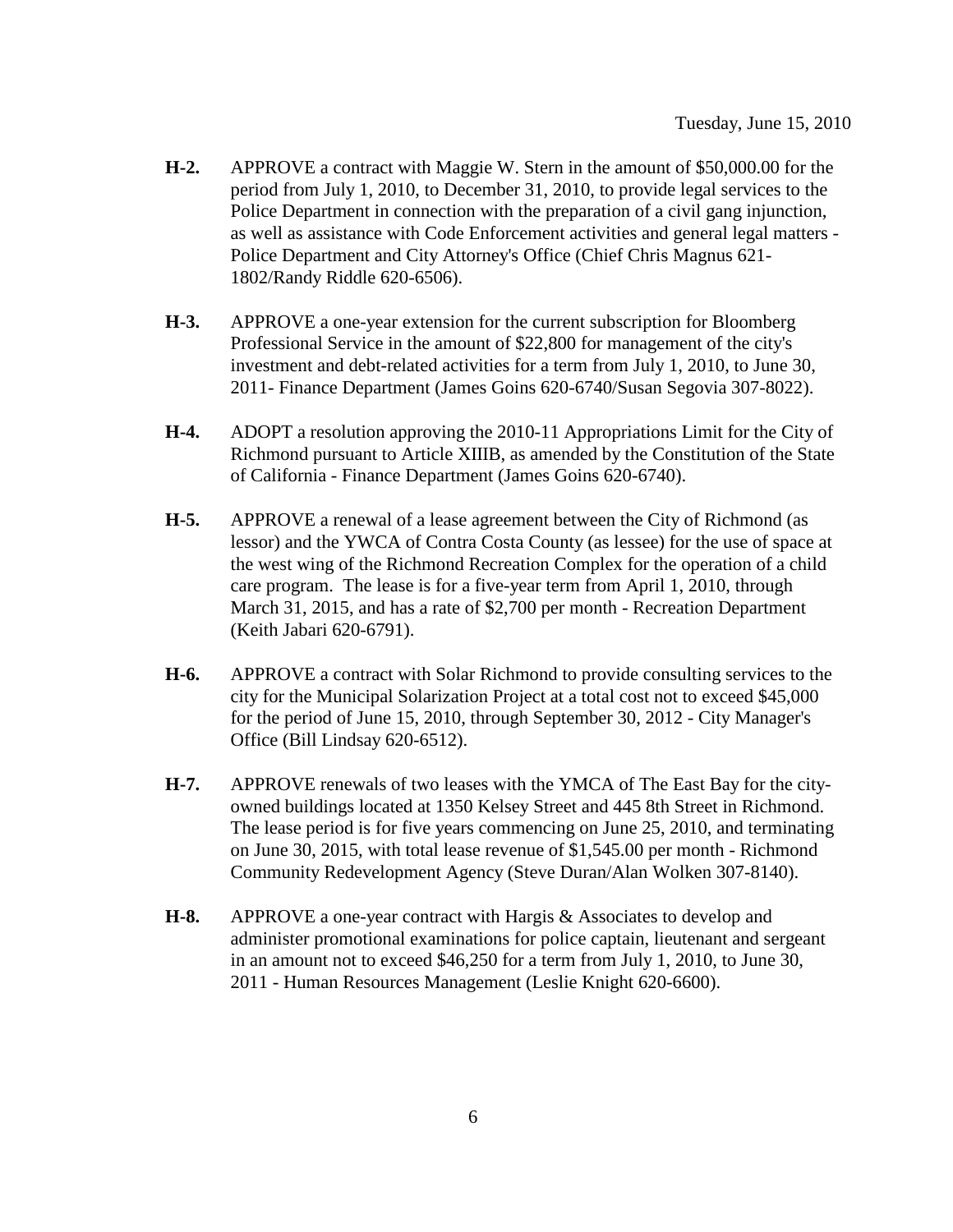**H-2.** APPROVE a contract with Maggie W. Stern in the amount of $50,000.00 for the period from July 1, 2010, to December 31, 2010, to provide legal services to the Police Department in connection with the preparation of a civil gang injunction, as well as assistance with Code Enforcement activities and general legal matters - Police Department and City Attorney's Office (Chief Chris Magnus 621-1802/Randy Riddle 620-6506).

**H-3.** APPROVE a one-year extension for the current subscription for Bloomberg Professional Service in the amount of $22,800 for management of the city's investment and debt-related activities for a term from July 1, 2010, to June 30, 2011- Finance Department (James Goins 620-6740/Susan Segovia 307-8022).

**H-4.** ADOPT a resolution approving the 2010-11 Appropriations Limit for the City of Richmond pursuant to Article XIIIB, as amended by the Constitution of the State of California - Finance Department (James Goins 620-6740).

**H-5.** APPROVE a renewal of a lease agreement between the City of Richmond (as lessor) and the YWCA of Contra Costa County (as lessee) for the use of space at the west wing of the Richmond Recreation Complex for the operation of a child care program. The lease is for a five-year term from April 1, 2010, through March 31, 2015, and has a rate of $2,700 per month - Recreation Department (Keith Jabari 620-6791).

**H-6.** APPROVE a contract with Solar Richmond to provide consulting services to the city for the Municipal Solarization Project at a total cost not to exceed $45,000 for the period of June 15, 2010, through September 30, 2012 - City Manager's Office (Bill Lindsay 620-6512).

**H-7.** APPROVE renewals of two leases with the YMCA of The East Bay for the city-owned buildings located at 1350 Kelsey Street and 445 8th Street in Richmond. The lease period is for five years commencing on June 25, 2010, and terminating on June 30, 2015, with total lease revenue of $1,545.00 per month - Richmond Community Redevelopment Agency (Steve Duran/Alan Wolken 307-8140).

**H-8.** APPROVE a one-year contract with Hargis & Associates to develop and administer promotional examinations for police captain, lieutenant and sergeant in an amount not to exceed $46,250 for a term from July 1, 2010, to June 30, 2011 - Human Resources Management (Leslie Knight 620-6600).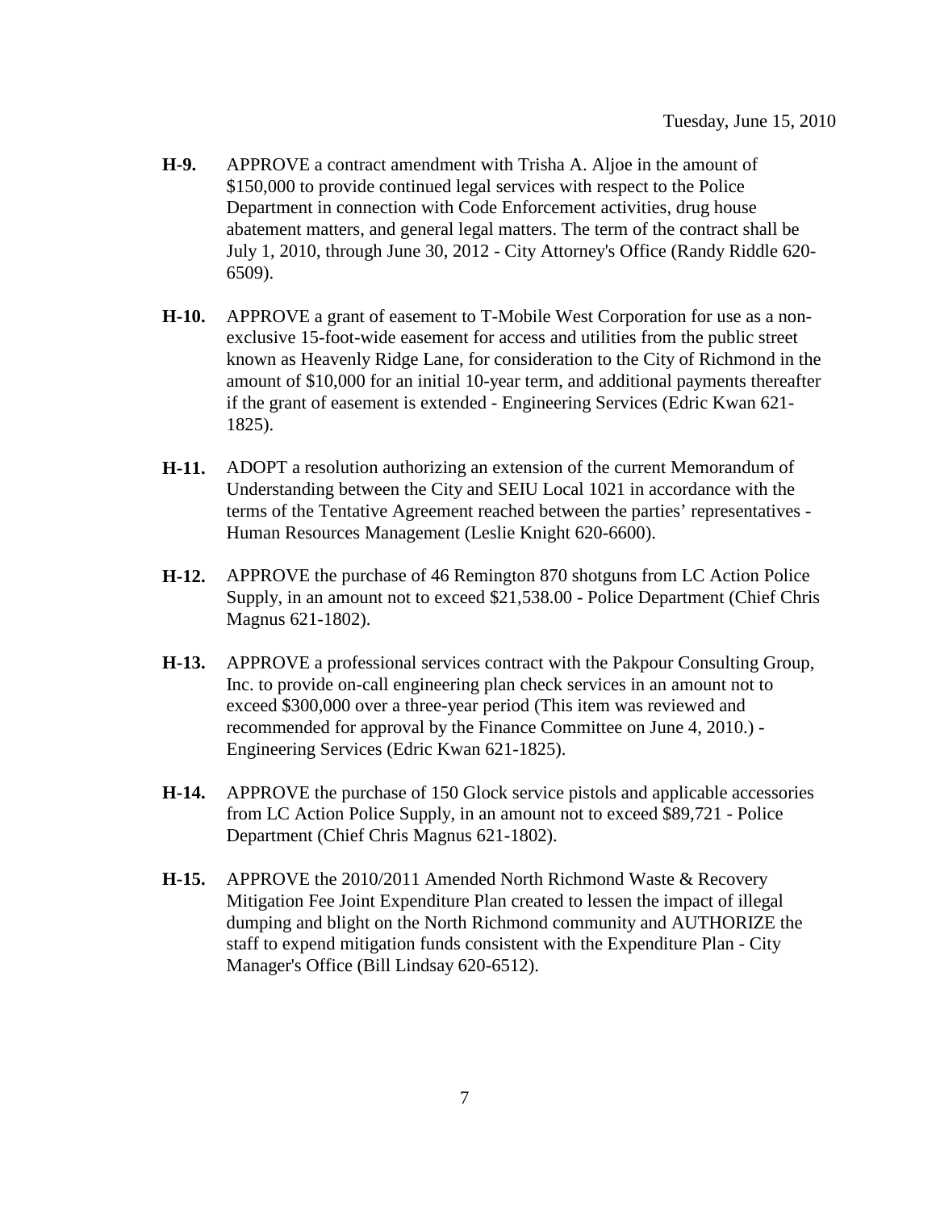Tuesday, June 15, 2010

**H-9.** APPROVE a contract amendment with Trisha A. Aljoe in the amount of $150,000 to provide continued legal services with respect to the Police Department in connection with Code Enforcement activities, drug house abatement matters, and general legal matters. The term of the contract shall be July 1, 2010, through June 30, 2012 - City Attorney's Office (Randy Riddle 620-6509).

**H-10.** APPROVE a grant of easement to T-Mobile West Corporation for use as a non-exclusive 15-foot-wide easement for access and utilities from the public street known as Heavenly Ridge Lane, for consideration to the City of Richmond in the amount of $10,000 for an initial 10-year term, and additional payments thereafter if the grant of easement is extended - Engineering Services (Edric Kwan 621-1825).

**H-11.** ADOPT a resolution authorizing an extension of the current Memorandum of Understanding between the City and SEIU Local 1021 in accordance with the terms of the Tentative Agreement reached between the parties' representatives - Human Resources Management (Leslie Knight 620-6600).

**H-12.** APPROVE the purchase of 46 Remington 870 shotguns from LC Action Police Supply, in an amount not to exceed $21,538.00 - Police Department (Chief Chris Magnus 621-1802).

**H-13.** APPROVE a professional services contract with the Pakpour Consulting Group, Inc. to provide on-call engineering plan check services in an amount not to exceed $300,000 over a three-year period (This item was reviewed and recommended for approval by the Finance Committee on June 4, 2010.) - Engineering Services (Edric Kwan 621-1825).

**H-14.** APPROVE the purchase of 150 Glock service pistols and applicable accessories from LC Action Police Supply, in an amount not to exceed $89,721 - Police Department (Chief Chris Magnus 621-1802).

**H-15.** APPROVE the 2010/2011 Amended North Richmond Waste & Recovery Mitigation Fee Joint Expenditure Plan created to lessen the impact of illegal dumping and blight on the North Richmond community and AUTHORIZE the staff to expend mitigation funds consistent with the Expenditure Plan - City Manager's Office (Bill Lindsay 620-6512).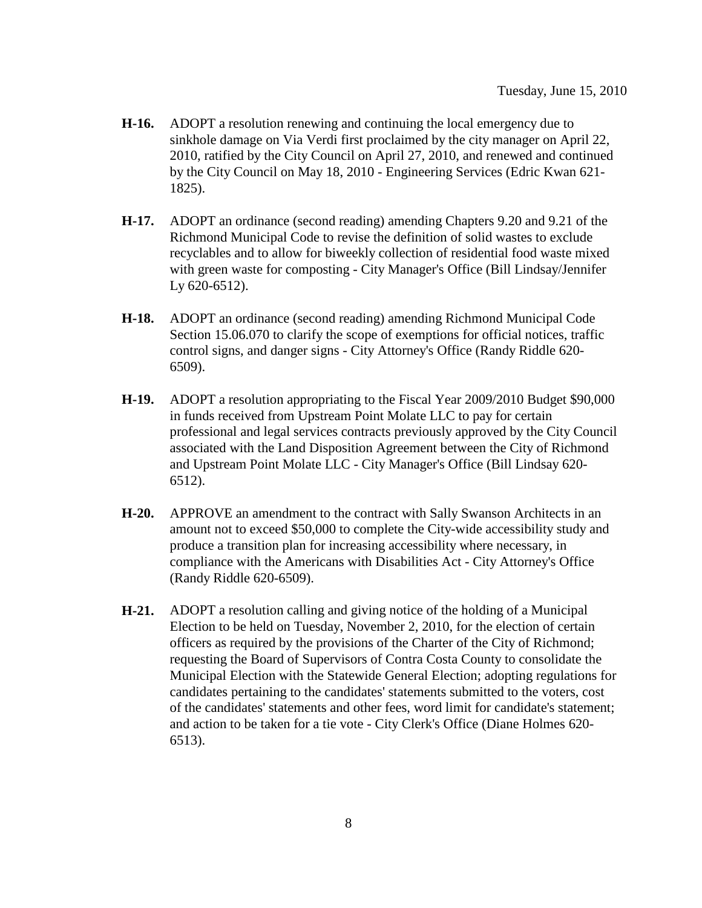**H-16.** ADOPT a resolution renewing and continuing the local emergency due to sinkhole damage on Via Verdi first proclaimed by the city manager on April 22, 2010, ratified by the City Council on April 27, 2010, and renewed and continued by the City Council on May 18, 2010 - Engineering Services (Edric Kwan 621-1825).

**H-17.** ADOPT an ordinance (second reading) amending Chapters 9.20 and 9.21 of the Richmond Municipal Code to revise the definition of solid wastes to exclude recyclables and to allow for biweekly collection of residential food waste mixed with green waste for composting - City Manager's Office (Bill Lindsay/Jennifer Ly 620-6512).

**H-18.** ADOPT an ordinance (second reading) amending Richmond Municipal Code Section 15.06.070 to clarify the scope of exemptions for official notices, traffic control signs, and danger signs - City Attorney's Office (Randy Riddle 620-6509).

**H-19.** ADOPT a resolution appropriating to the Fiscal Year 2009/2010 Budget $90,000 in funds received from Upstream Point Molate LLC to pay for certain professional and legal services contracts previously approved by the City Council associated with the Land Disposition Agreement between the City of Richmond and Upstream Point Molate LLC - City Manager's Office (Bill Lindsay 620-6512).

**H-20.** APPROVE an amendment to the contract with Sally Swanson Architects in an amount not to exceed $50,000 to complete the City-wide accessibility study and produce a transition plan for increasing accessibility where necessary, in compliance with the Americans with Disabilities Act - City Attorney's Office (Randy Riddle 620-6509).

**H-21.** ADOPT a resolution calling and giving notice of the holding of a Municipal Election to be held on Tuesday, November 2, 2010, for the election of certain officers as required by the provisions of the Charter of the City of Richmond; requesting the Board of Supervisors of Contra Costa County to consolidate the Municipal Election with the Statewide General Election; adopting regulations for candidates pertaining to the candidates' statements submitted to the voters, cost of the candidates' statements and other fees, word limit for candidate's statement; and action to be taken for a tie vote - City Clerk's Office (Diane Holmes 620-6513).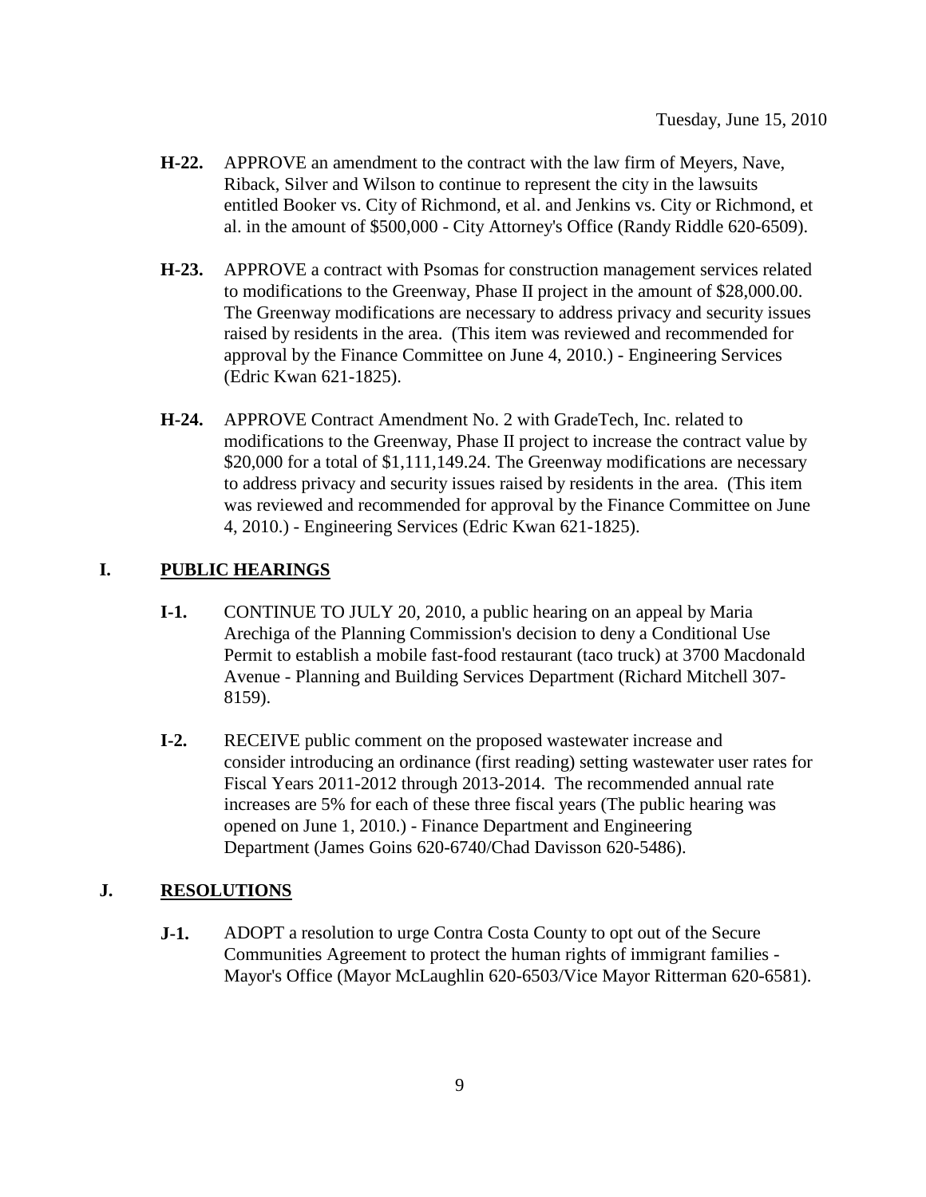- **H-22.** APPROVE an amendment to the contract with the law firm of Meyers, Nave, Riback, Silver and Wilson to continue to represent the city in the lawsuits entitled Booker vs. City of Richmond, et al. and Jenkins vs. City or Richmond, et al. in the amount of $500,000 - City Attorney's Office (Randy Riddle 620-6509).

- **H-23.** APPROVE a contract with Psomas for construction management services related to modifications to the Greenway, Phase II project in the amount of $28,000.00. The Greenway modifications are necessary to address privacy and security issues raised by residents in the area. (This item was reviewed and recommended for approval by the Finance Committee on June 4, 2010.) - Engineering Services (Edric Kwan 621-1825).

- **H-24.** APPROVE Contract Amendment No. 2 with GradeTech, Inc. related to modifications to the Greenway, Phase II project to increase the contract value by $20,000 for a total of $1,111,149.24. The Greenway modifications are necessary to address privacy and security issues raised by residents in the area. (This item was reviewed and recommended for approval by the Finance Committee on June 4, 2010.) - Engineering Services (Edric Kwan 621-1825).

## I. PUBLIC HEARINGS

- **I-1.** CONTINUE TO JULY 20, 2010, a public hearing on an appeal by Maria Arechiga of the Planning Commission's decision to deny a Conditional Use Permit to establish a mobile fast-food restaurant (taco truck) at 3700 Macdonald Avenue - Planning and Building Services Department (Richard Mitchell 307-8159).

- **I-2.** RECEIVE public comment on the proposed wastewater increase and consider introducing an ordinance (first reading) setting wastewater user rates for Fiscal Years 2011-2012 through 2013-2014. The recommended annual rate increases are 5% for each of these three fiscal years (The public hearing was opened on June 1, 2010.) - Finance Department and Engineering Department (James Goins 620-6740/Chad Davisson 620-5486).

## J. RESOLUTIONS

- **J-1.** ADOPT a resolution to urge Contra Costa County to opt out of the Secure Communities Agreement to protect the human rights of immigrant families - Mayor's Office (Mayor McLaughlin 620-6503/Vice Mayor Ritterman 620-6581).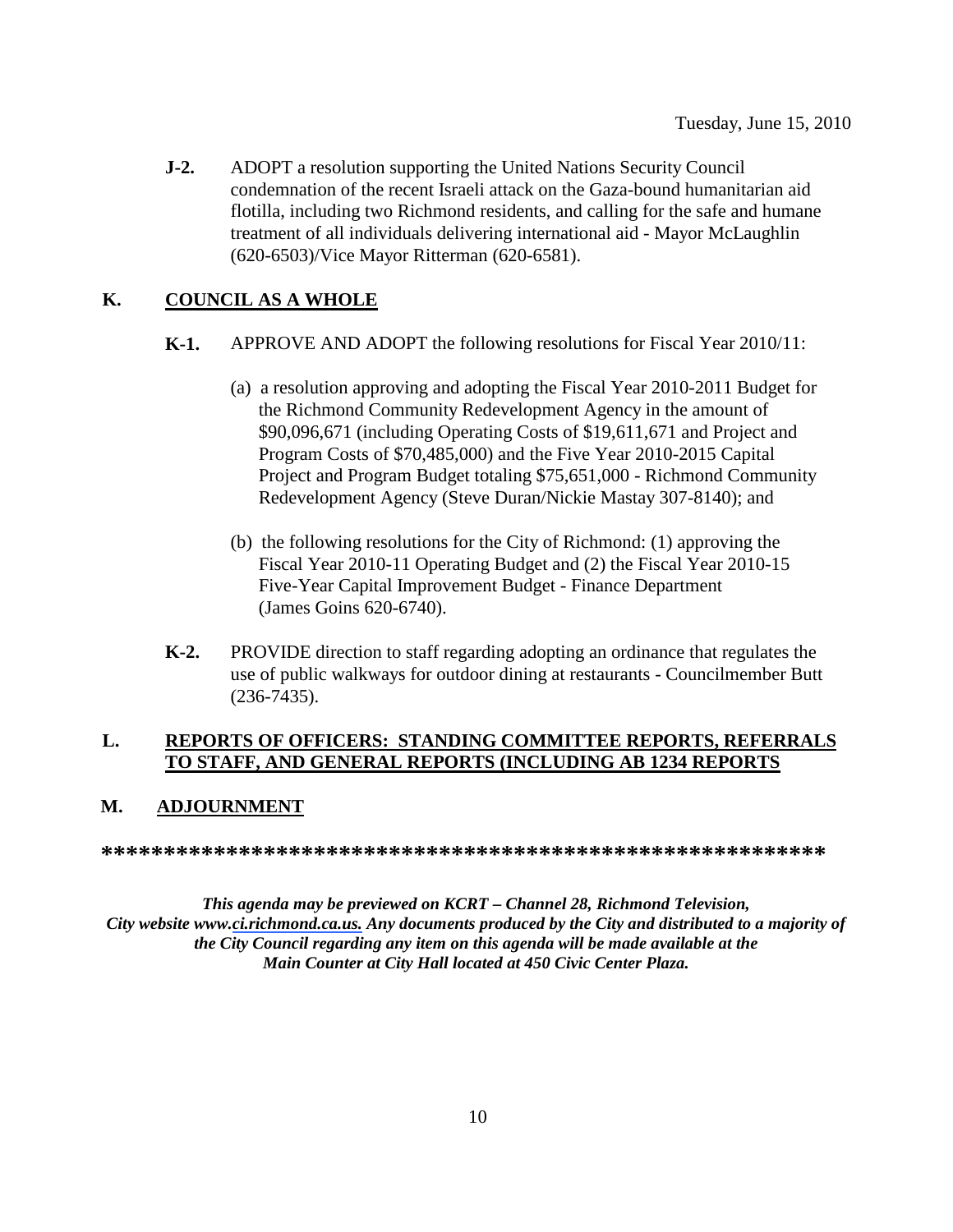**J-2.** ADOPT a resolution supporting the United Nations Security Council condemnation of the recent Israeli attack on the Gaza-bound humanitarian aid flotilla, including two Richmond residents, and calling for the safe and humane treatment of all individuals delivering international aid - Mayor McLaughlin (620-6503)/Vice Mayor Ritterman (620-6581).

## K. COUNCIL AS A WHOLE

**K-1.** APPROVE AND ADOPT the following resolutions for Fiscal Year 2010/11:

(a) a resolution approving and adopting the Fiscal Year 2010-2011 Budget for the Richmond Community Redevelopment Agency in the amount of $90,096,671 (including Operating Costs of $19,611,671 and Project and Program Costs of $70,485,000) and the Five Year 2010-2015 Capital Project and Program Budget totaling $75,651,000 - Richmond Community Redevelopment Agency (Steve Duran/Nickie Mastay 307-8140); and

(b) the following resolutions for the City of Richmond: (1) approving the Fiscal Year 2010-11 Operating Budget and (2) the Fiscal Year 2010-15 Five-Year Capital Improvement Budget - Finance Department (James Goins 620-6740).

**K-2.** PROVIDE direction to staff regarding adopting an ordinance that regulates the use of public walkways for outdoor dining at restaurants - Councilmember Butt (236-7435).

## L. REPORTS OF OFFICERS: STANDING COMMITTEE REPORTS, REFERRALS TO STAFF, AND GENERAL REPORTS (INCLUDING AB 1234 REPORTS

## M. ADJOURNMENT

**\*\*\*\*\*\*\*\*\*\*\*\*\*\*\*\*\*\*\*\*\*\*\*\*\*\*\*\*\*\*\*\*\*\*\*\*\*\*\*\*\*\*\*\*\*\*\*\*\*\*\*\*\*\*\*\*\*\*\*\***

***This agenda may be previewed on KCRT – Channel 28, Richmond Television, City website www.ci.richmond.ca.us. Any documents produced by the City and distributed to a majority of the City Council regarding any item on this agenda will be made available at the Main Counter at City Hall located at 450 Civic Center Plaza.***